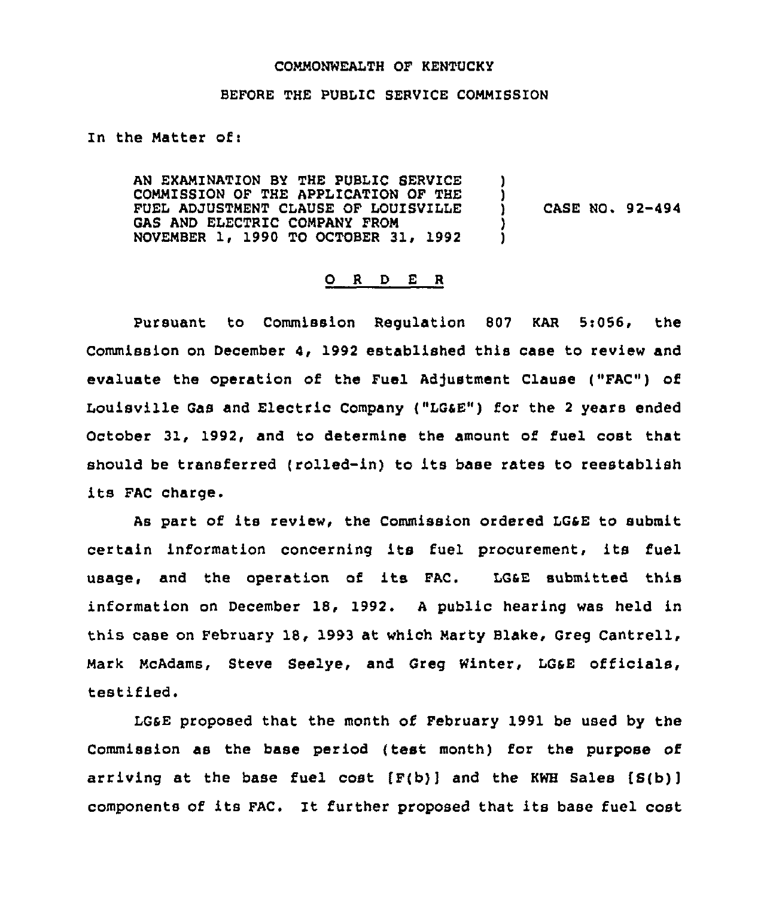COMMONWEALTH OF KENTUCKY

BEFORE THE PUBLIC SERVICE COMMISSION

In the Matter of:

AN EXAMINATION BY THE PUBLIC SERVICE COMMISSION OF THE APPLICATION OF THE FUEL ADJUSTMENT CLAUSE OF LOUISVILLE GAS AND ELECTRIC COMPANY FROM NOVEMBER 1, 1990 TO OCTOBER 31, 1992 ) CASE NO. 92-494

O R D E R

Pursuant to Commission Regulation 807 KAR 5:056, the Commission on December 4, 1992 established this case to review and evaluate the operation of the Fuel Adjustment Clause ("FAC") of Louisville Gas and Electric Company ("LG&E") for the 2 years ended October 31, 1992, and to determine the amount of fuel cost that should be transferred (rolled-in) to its base rates to reestablish its FAC charge.

As part of its review, the Commission ordered LG&E to submit certain information concerning its fuel procurement, its fuel usage, and the operation of its FAC. LG&E submitted this information on December 18, 1992. A public hearing was held in this case on February 18, 1993 at which Marty Blake, Greg Cantrell, Mark McAdams, Steve Seelye, and Greg Winter, LG&E officials, testified.

LG&E proposed that the month of February 1991 be used by the Commission as the base period (test month) for the purpose of arriving at the base fuel cost [F(b)] and the KWH Sales [S(b)] components of its FAC. It further proposed that its base fuel cost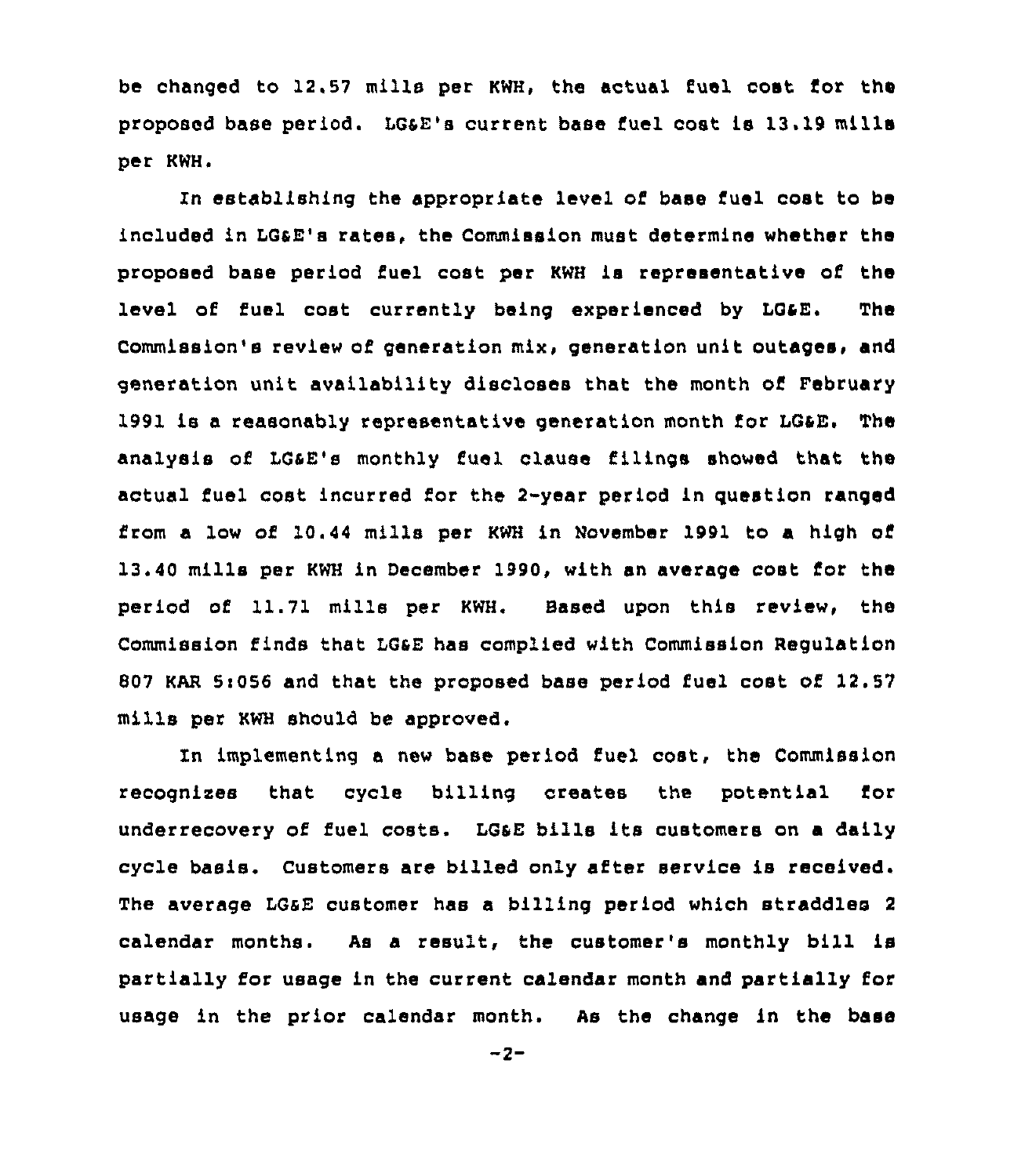be changed to 12.57 mills per KWH, the actual fuel cost for the proposed base period. LG&E's current base fuel cost is 13.19 mills per KWH.

In establishing the appropriate level of base fuel cost to be included in LG&E's rates, the Commission must determine whether the proposed base period fuel cost per KWH is representative of the level of fuel cost currently being experienced by LG&E. The Commission's review of generation mix, generation unit outages, and generation unit availability discloses that the month of February 1991 is a reasonably representative generation month for LG&E. The analysis of LG&E's monthly fuel clause filings showed that the actual fuel cost incurred for the 2-year period in question ranged from a low of 10.44 mills per KWH in November 1991 to a high of 13.40 mills per KWH in December 1990, with an average cost for the period of 11.71 mills per KWH. Based upon this review, the Commission finds that LG&E has complied with Commission Regulation 807 KAR 5:056 and that the proposed base period fuel cost of 12.57 mills per KWH should be approved.

In implementing a new base period fuel cost, the Commission recognizes that cycle billing creates the potential for underrecovery of fuel costs. LG&E bills its customers on a daily cycle basis. Customers are billed only after service is received. The average LG&E customer has a billing period which straddles 2 calendar months. As a result, the customer's monthly bill is partially for usage in the current calendar month and partially for usage in the prior calendar month. As the change in the base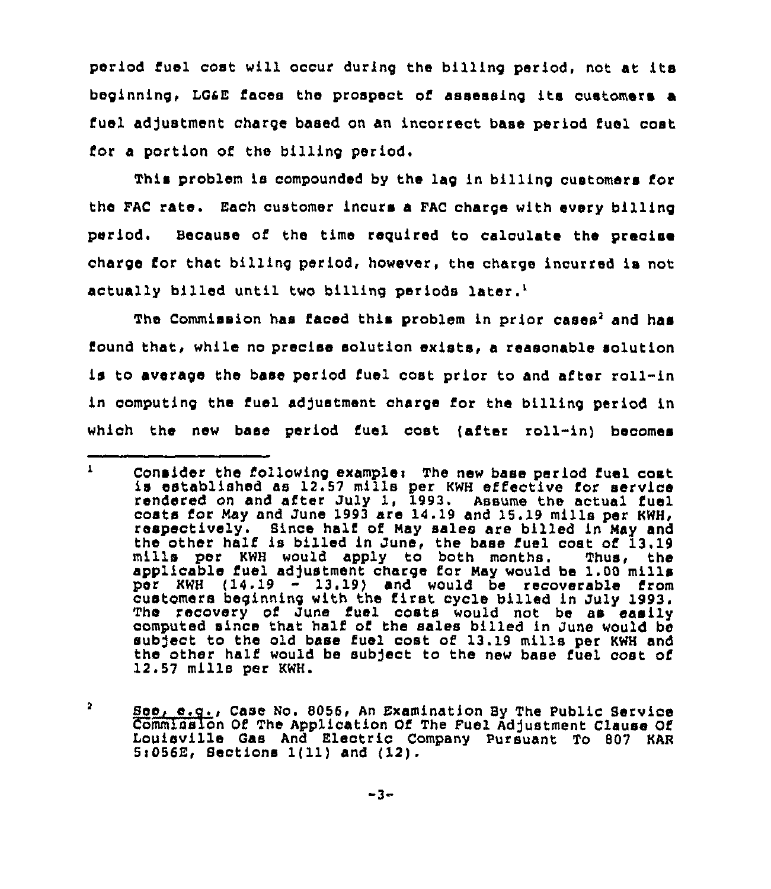period fuel cost will occur during the billing period, not at its beginning, LG&E faces the prospect of assessing its customers a fuel adjustment charge based on an incorrect base period fuel cost for a portion of the billing period.

This problem is compounded by the lag in billing customers for the FAC rate. Each customer incurs a FAC charge with every billing period. Because of the time required to calculate the precise charge for that billing period, however, the charge incurred is not actually billed until two billing periods later.[1]

The Commission has faced this problem in prior cases[2] and has found that, while no precise solution exists, a reasonable solution is to average the base period fuel cost prior to and after roll-in in computing the fuel adjustment charge for the billing period in which the new base period fuel cost (after roll-in) becomes

---

[1] Consider the following example: The new base period fuel cost is established as 12.57 mills per KWH effective for service rendered on and after July 1, 1993. Assume the actual fuel costs for May and June 1993 are 14.19 and 15.19 mills per KWH, respectively. Since half of May sales are billed in May and the other half is billed in June, the base fuel cost of 13.19 mills per KWH would apply to both months. Thus, the applicable fuel adjustment charge for May would be 1.00 mills per KWH (14.19 - 13.19) and would be recoverable from customers beginning with the first cycle billed in July 1993. The recovery of June fuel costs would not be as easily computed since that half of the sales billed in June would be subject to the old base fuel cost of 13.19 mills per KWH and the other half would be subject to the new base fuel cost of 12.57 mills per KWH.

[2] <u>See, e.g.</u>, Case No. 8056, An Examination By The Public Service Commission Of The Application Of The Fuel Adjustment Clause Of Louisville Gas And Electric Company Pursuant To 807 KAR 5:056E, Sections 1(11) and (12).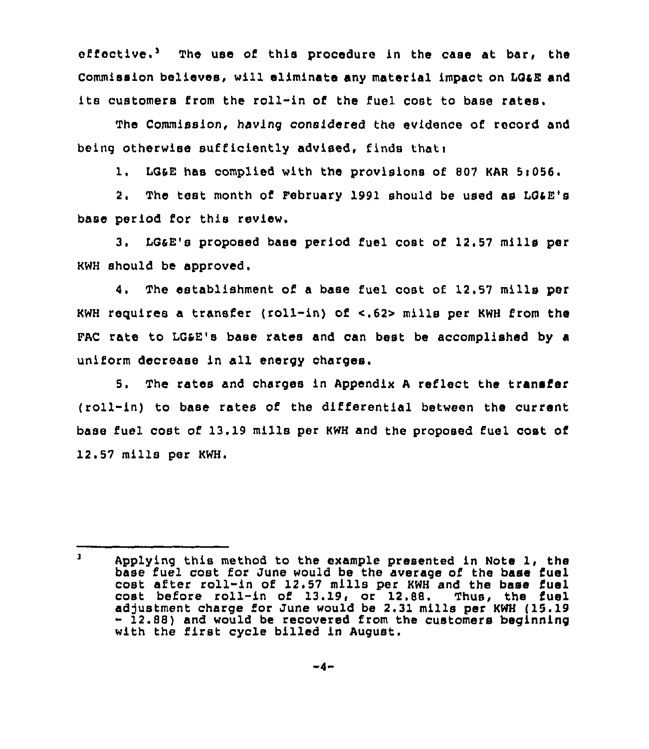effective.[3] The use of this procedure in the case at bar, the Commission believes, will eliminate any material impact on LG&E and its customers from the roll-in of the fuel cost to base rates.

The Commission, having considered the evidence of record and being otherwise sufficiently advised, finds that:

1. LG&E has complied with the provisions of 807 KAR 5:056.

2. The test month of February 1991 should be used as LG&E's base period for this review.

3. LG&E's proposed base period fuel cost of 12.57 mills per KWH should be approved.

4. The establishment of a base fuel cost of 12.57 mills per KWH requires a transfer (roll-in) of <.62> mills per KWH from the FAC rate to LG&E's base rates and can best be accomplished by a uniform decrease in all energy charges.

5. The rates and charges in Appendix A reflect the transfer (roll-in) to base rates of the differential between the current base fuel cost of 13.19 mills per KWH and the proposed fuel cost of 12.57 mills per KWH.

---

[3] Applying this method to the example presented in Note 1, the base fuel cost for June would be the average of the base fuel cost after roll-in of 12.57 mills per KWH and the base fuel cost before roll-in of 13.19, or 12.88. Thus, the fuel adjustment charge for June would be 2.31 mills per KWH (15.19 - 12.88) and would be recovered from the customers beginning with the first cycle billed in August.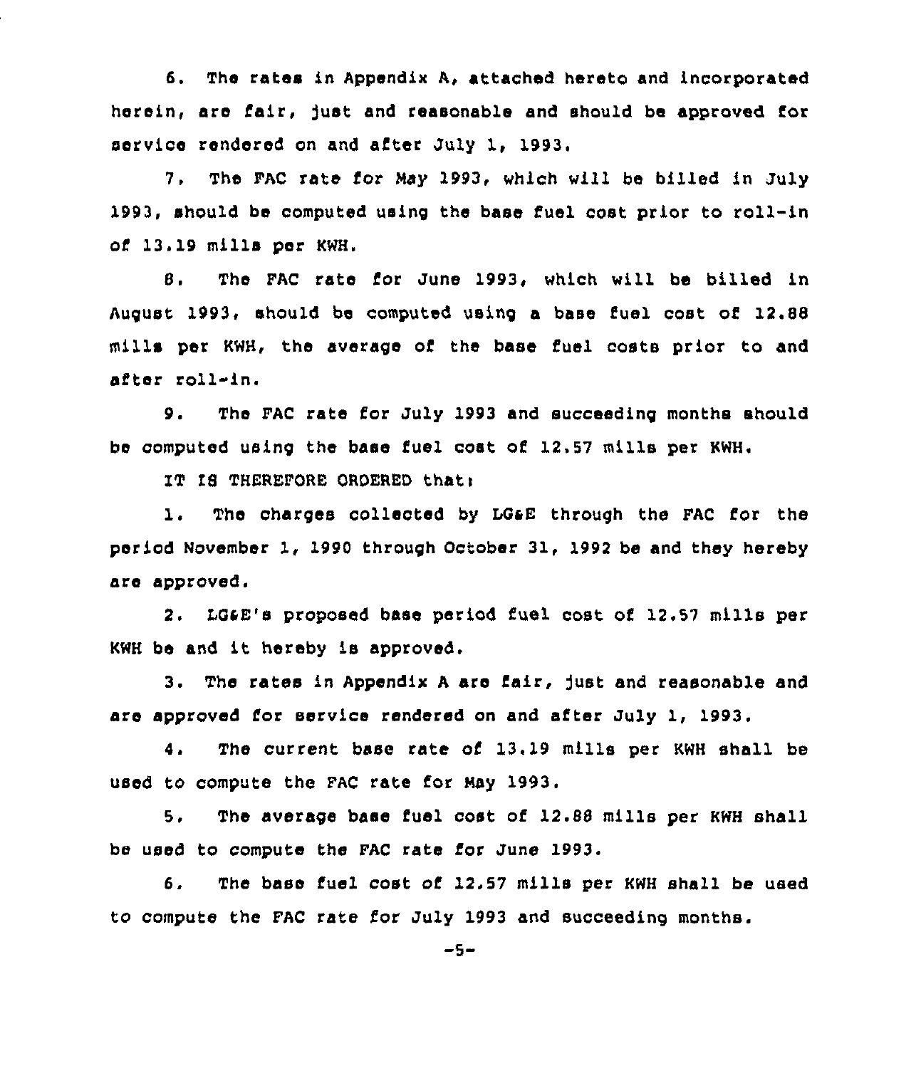6. The rates in Appendix A, attached hereto and incorporated herein, are fair, just and reasonable and should be approved for service rendered on and after July 1, 1993.

7. The FAC rate for May 1993, which will be billed in July 1993, should be computed using the base fuel cost prior to roll-in of 13.19 mills per KWH.

8. The FAC rate for June 1993, which will be billed in August 1993, should be computed using a base fuel cost of 12.88 mills per KWH, the average of the base fuel costs prior to and after roll-in.

9. The FAC rate for July 1993 and succeeding months should be computed using the base fuel cost of 12.57 mills per KWH.

IT IS THEREFORE ORDERED that:

1. The charges collected by LG&E through the FAC for the period November 1, 1990 through October 31, 1992 be and they hereby are approved.

2. LG&E's proposed base period fuel cost of 12.57 mills per KWH be and it hereby is approved.

3. The rates in Appendix A are fair, just and reasonable and are approved for service rendered on and after July 1, 1993.

4. The current base rate of 13.19 mills per KWH shall be used to compute the FAC rate for May 1993.

5. The average base fuel cost of 12.88 mills per KWH shall be used to compute the FAC rate for June 1993.

6. The base fuel cost of 12.57 mills per KWH shall be used to compute the FAC rate for July 1993 and succeeding months.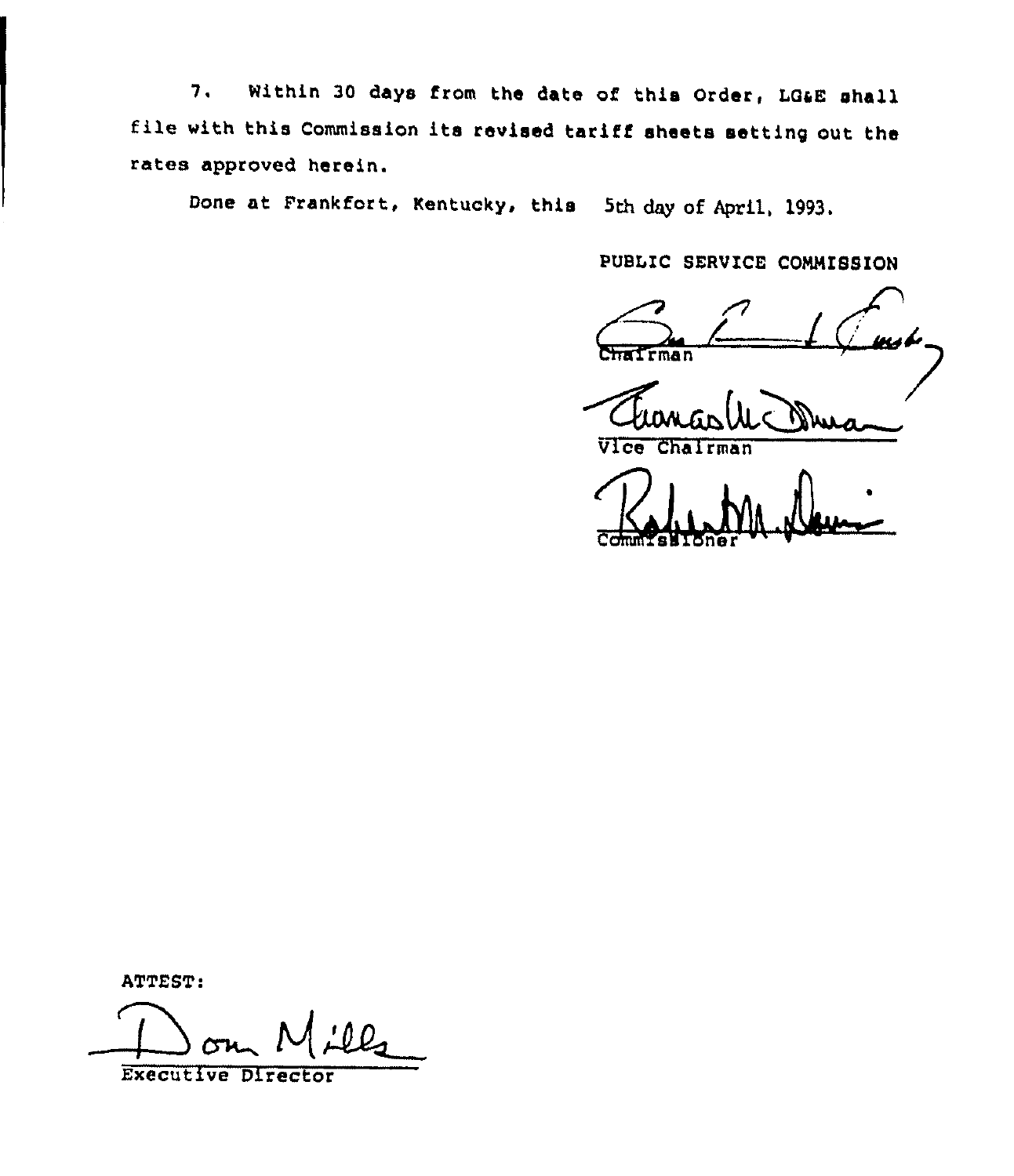7. Within 30 days from the date of this Order, LG&E shall file with this Commission its revised tariff sheets setting out the rates approved herein.

Done at Frankfort, Kentucky, this 5th day of April, 1993.

PUBLIC SERVICE COMMISSION

Chairman

Vice Chairman

Commissioner

ATTEST:

Executive Director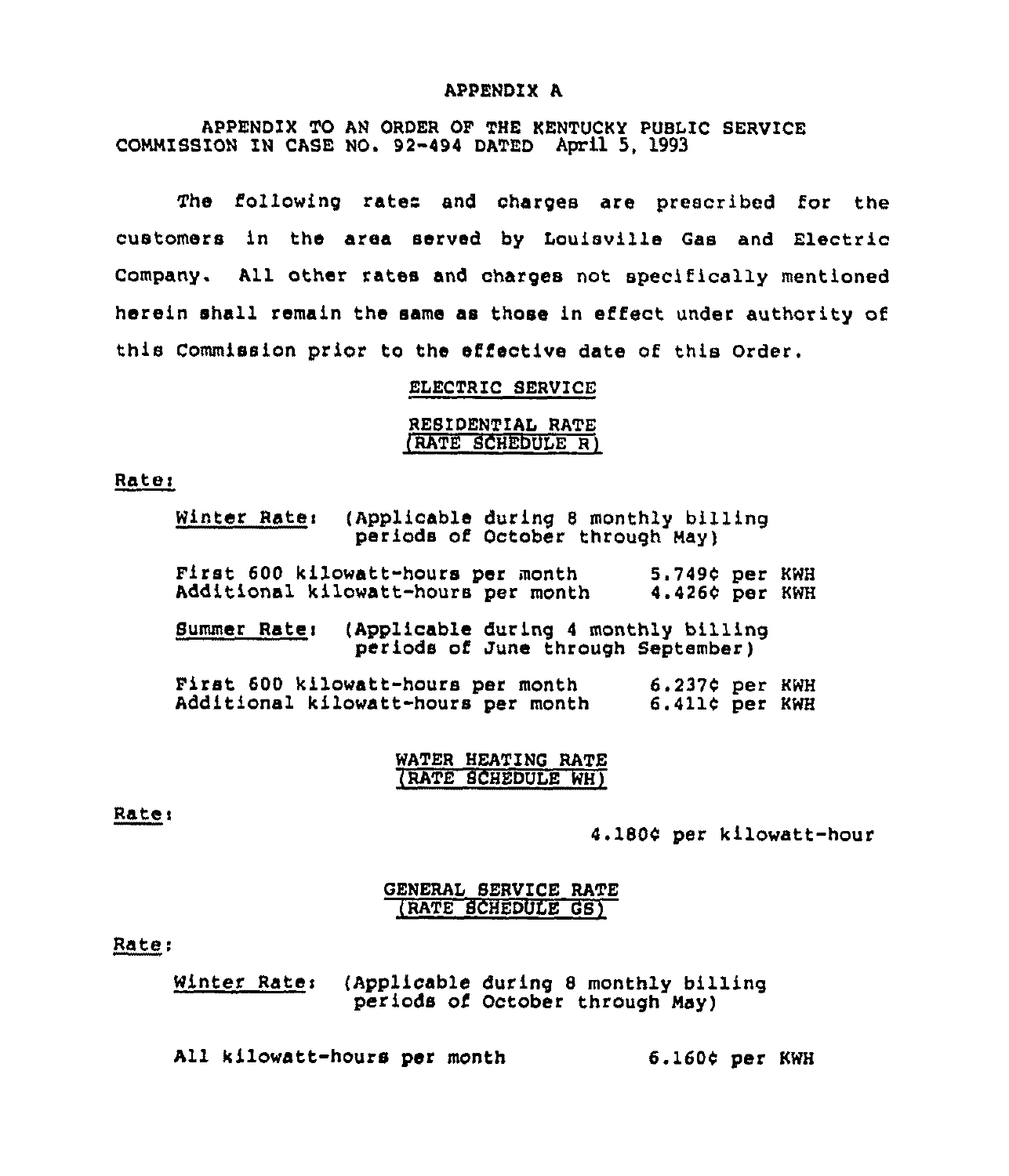# APPENDIX A

APPENDIX TO AN ORDER OF THE KENTUCKY PUBLIC SERVICE COMMISSION IN CASE NO. 92-494 DATED April 5, 1993

The following rates and charges are prescribed for the customers in the area served by Louisville Gas and Electric Company. All other rates and charges not specifically mentioned herein shall remain the same as those in effect under authority of this Commission prior to the effective date of this Order.

## ELECTRIC SERVICE

### RESIDENTIAL RATE (RATE SCHEDULE R)

Rate:

Winter Rate: (Applicable during 8 monthly billing periods of October through May)

| | |
|---|---|
| First 600 kilowatt-hours per month | 5.749¢ per KWH |
| Additional kilowatt-hours per month | 4.426¢ per KWH |

Summer Rate: (Applicable during 4 monthly billing periods of June through September)

| | |
|---|---|
| First 600 kilowatt-hours per month | 6.237¢ per KWH |
| Additional kilowatt-hours per month | 6.411¢ per KWH |

### WATER HEATING RATE (RATE SCHEDULE WH)

Rate:

4.180¢ per kilowatt-hour

### GENERAL SERVICE RATE (RATE SCHEDULE GS)

Rate:

Winter Rate: (Applicable during 8 monthly billing periods of October through May)

| | |
|---|---|
| All kilowatt-hours per month | 6.160¢ per KWH |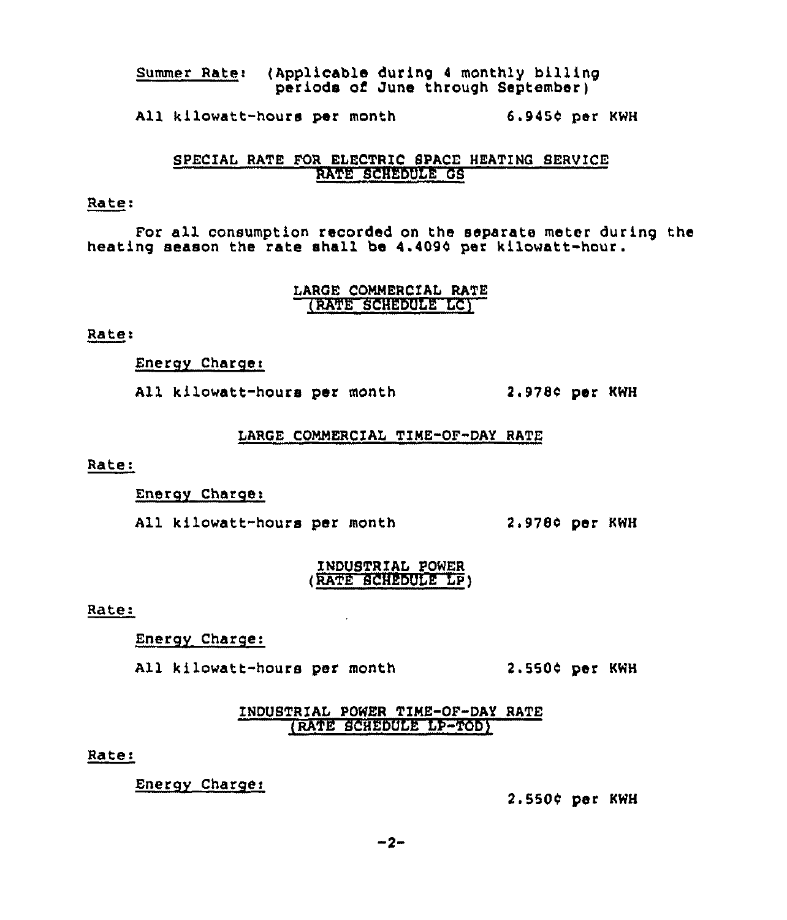Summer Rate: (Applicable during 4 monthly billing periods of June through September)

All kilowatt-hours per month 6.945¢ per KWH

## SPECIAL RATE FOR ELECTRIC SPACE HEATING SERVICE RATE SCHEDULE GS

Rate:

For all consumption recorded on the separate meter during the heating season the rate shall be 4.409¢ per kilowatt-hour.

## LARGE COMMERCIAL RATE (RATE SCHEDULE LC)

Rate:

Energy Charge:

All kilowatt-hours per month 2.978¢ per KWH

## LARGE COMMERCIAL TIME-OF-DAY RATE

Rate:

Energy Charge:

All kilowatt-hours per month 2.978¢ per KWH

## INDUSTRIAL POWER (RATE SCHEDULE LP)

Rate:

Energy Charge:

All kilowatt-hours per month 2.550¢ per KWH

## INDUSTRIAL POWER TIME-OF-DAY RATE (RATE SCHEDULE LP-TOD)

Rate:

Energy Charge: 2.550¢ per KWH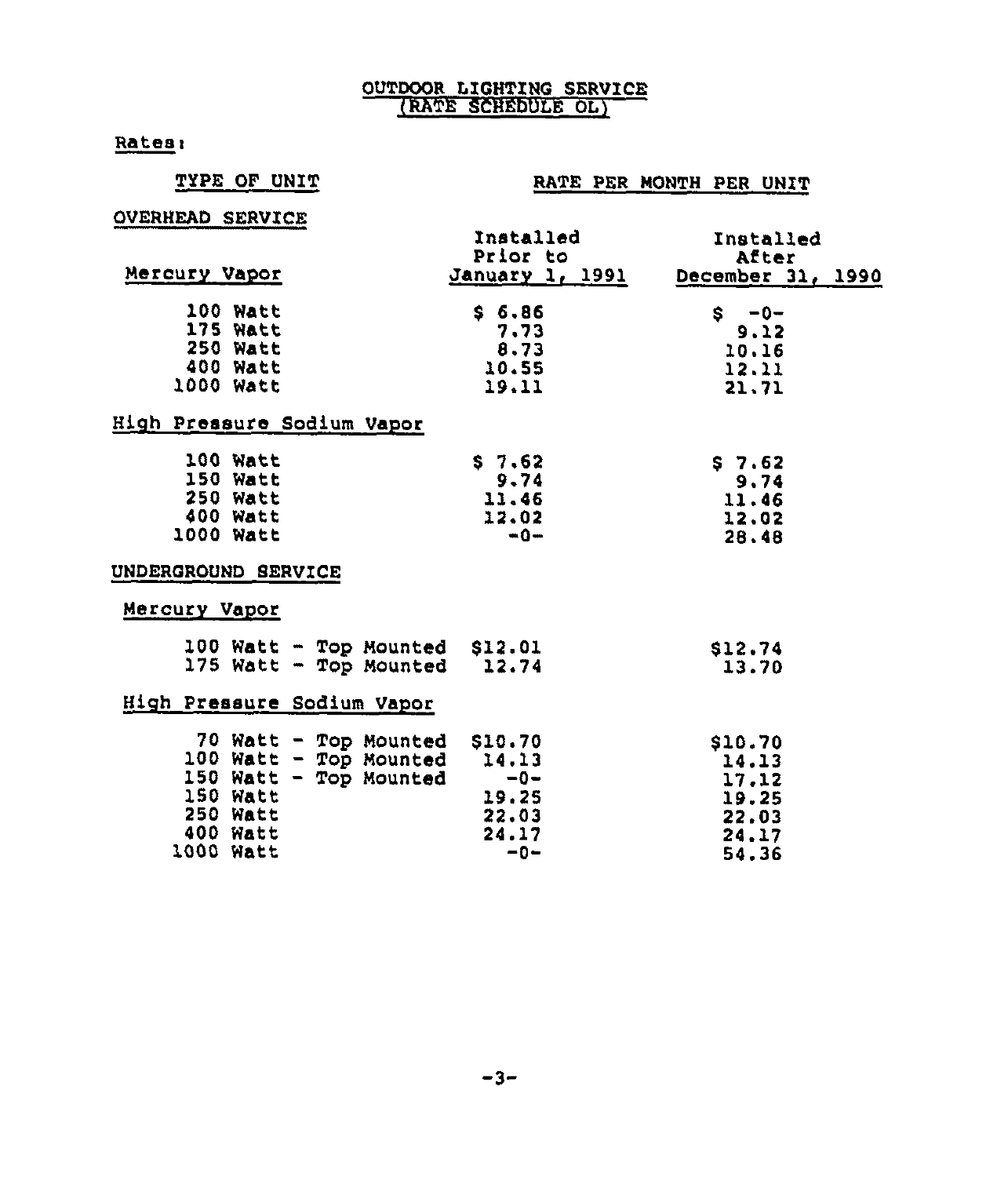# OUTDOOR LIGHTING SERVICE
## (RATE SCHEDULE OL)

Rates:

| TYPE OF UNIT | RATE PER MONTH PER UNIT | |
|---|---|---|
| | Installed Prior to January 1, 1991 | Installed After December 31, 1990 |
| **OVERHEAD SERVICE** | | |
| Mercury Vapor | | |
| 100 Watt | $ 6.86 | $ -0- |
| 175 Watt | 7.73 | 9.12 |
| 250 Watt | 8.73 | 10.16 |
| 400 Watt | 10.55 | 12.11 |
| 1000 Watt | 19.11 | 21.71 |
| High Pressure Sodium Vapor | | |
| 100 Watt | $ 7.62 | $ 7.62 |
| 150 Watt | 9.74 | 9.74 |
| 250 Watt | 11.46 | 11.46 |
| 400 Watt | 12.02 | 12.02 |
| 1000 Watt | -0- | 28.48 |
| **UNDERGROUND SERVICE** | | |
| Mercury Vapor | | |
| 100 Watt - Top Mounted | $12.01 | $12.74 |
| 175 Watt - Top Mounted | 12.74 | 13.70 |
| High Pressure Sodium Vapor | | |
| 70 Watt - Top Mounted | $10.70 | $10.70 |
| 100 Watt - Top Mounted | 14.13 | 14.13 |
| 150 Watt - Top Mounted | -0- | 17.12 |
| 150 Watt | 19.25 | 19.25 |
| 250 Watt | 22.03 | 22.03 |
| 400 Watt | 24.17 | 24.17 |
| 1000 Watt | -0- | 54.36 |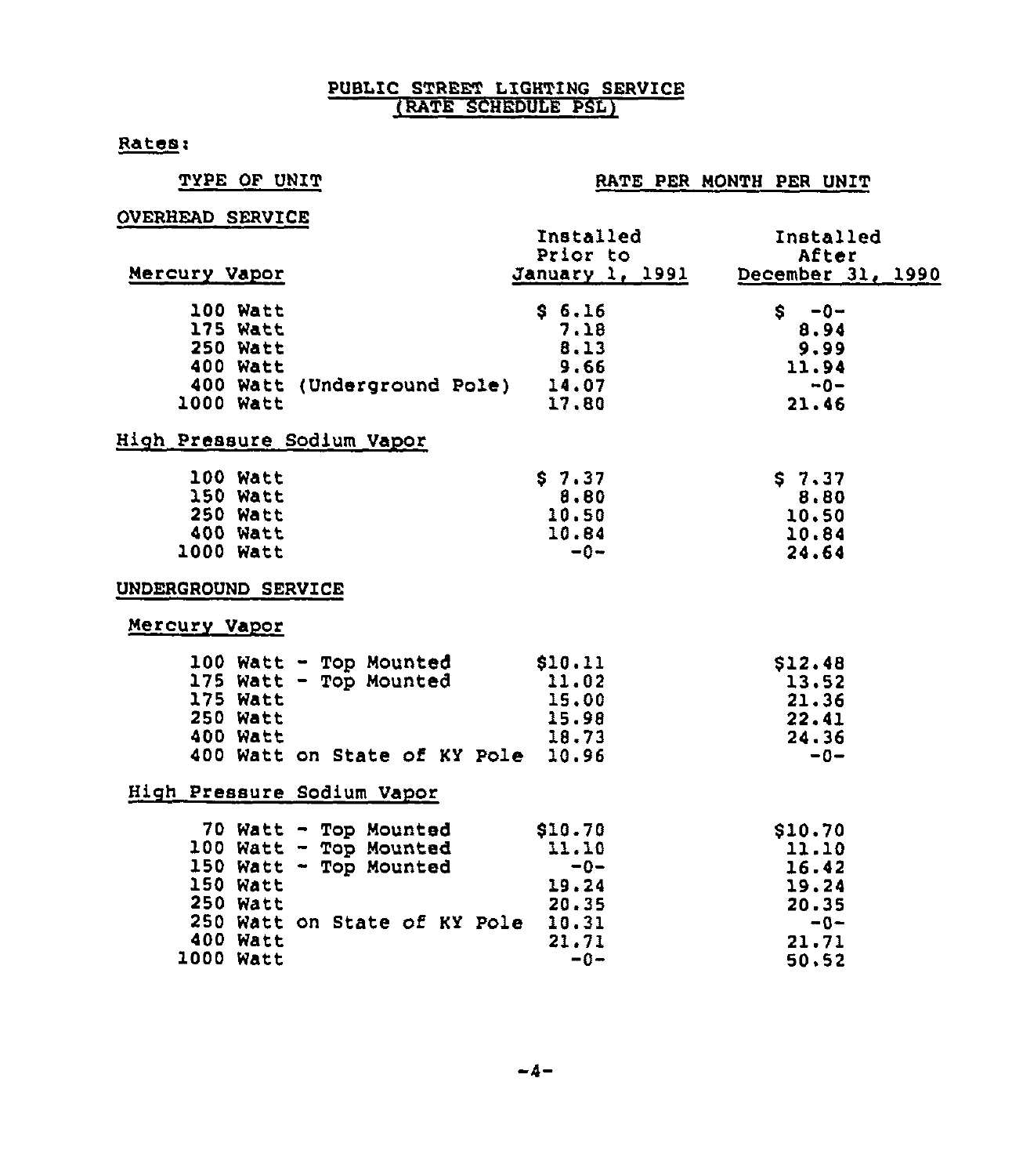# PUBLIC STREET LIGHTING SERVICE
## (RATE SCHEDULE PSL)

Rates:

| TYPE OF UNIT | RATE PER MONTH PER UNIT | |
|---|---|---|
| | Installed Prior to January 1, 1991 | Installed After December 31, 1990 |
| **OVERHEAD SERVICE** | | |
| *Mercury Vapor* | | |
| 100 Watt | $ 6.16 | $ -0- |
| 175 Watt | 7.18 | 8.94 |
| 250 Watt | 8.13 | 9.99 |
| 400 Watt | 9.66 | 11.94 |
| 400 Watt (Underground Pole) | 14.07 | -0- |
| 1000 Watt | 17.80 | 21.46 |
| *High Pressure Sodium Vapor* | | |
| 100 Watt | $ 7.37 | $ 7.37 |
| 150 Watt | 8.80 | 8.80 |
| 250 Watt | 10.50 | 10.50 |
| 400 Watt | 10.84 | 10.84 |
| 1000 Watt | -0- | 24.64 |
| **UNDERGROUND SERVICE** | | |
| *Mercury Vapor* | | |
| 100 Watt - Top Mounted | $10.11 | $12.48 |
| 175 Watt - Top Mounted | 11.02 | 13.52 |
| 175 Watt | 15.00 | 21.36 |
| 250 Watt | 15.98 | 22.41 |
| 400 Watt | 18.73 | 24.36 |
| 400 Watt on State of KY Pole | 10.96 | -0- |
| *High Pressure Sodium Vapor* | | |
| 70 Watt - Top Mounted | $10.70 | $10.70 |
| 100 Watt - Top Mounted | 11.10 | 11.10 |
| 150 Watt - Top Mounted | -0- | 16.42 |
| 150 Watt | 19.24 | 19.24 |
| 250 Watt | 20.35 | 20.35 |
| 250 Watt on State of KY Pole | 10.31 | -0- |
| 400 Watt | 21.71 | 21.71 |
| 1000 Watt | -0- | 50.52 |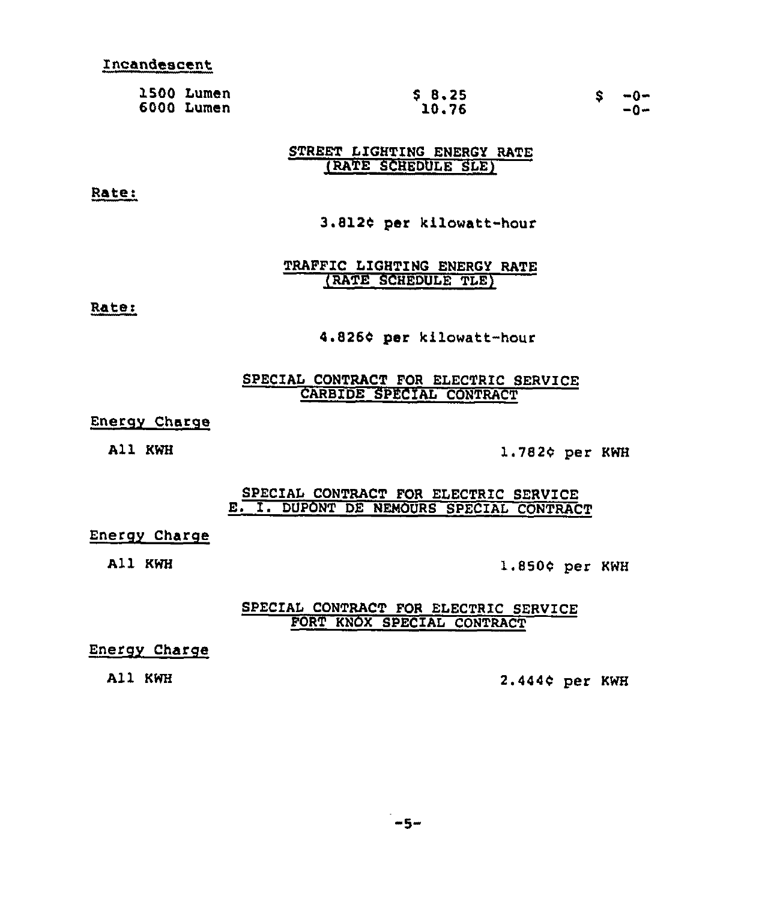Incandescent

| | | |
|---|---|---|
| 1500 Lumen | $ 8.25 | $ -0- |
| 6000 Lumen | 10.76 | -0- |

## STREET LIGHTING ENERGY RATE (RATE SCHEDULE SLE)

Rate:

3.812¢ per kilowatt-hour

## TRAFFIC LIGHTING ENERGY RATE (RATE SCHEDULE TLE)

Rate:

4.826¢ per kilowatt-hour

## SPECIAL CONTRACT FOR ELECTRIC SERVICE CARBIDE SPECIAL CONTRACT

Energy Charge

All KWH 1.782¢ per KWH

## SPECIAL CONTRACT FOR ELECTRIC SERVICE E. I. DUPONT DE NEMOURS SPECIAL CONTRACT

Energy Charge

All KWH 1.850¢ per KWH

## SPECIAL CONTRACT FOR ELECTRIC SERVICE FORT KNOX SPECIAL CONTRACT

Energy Charge

All KWH 2.444¢ per KWH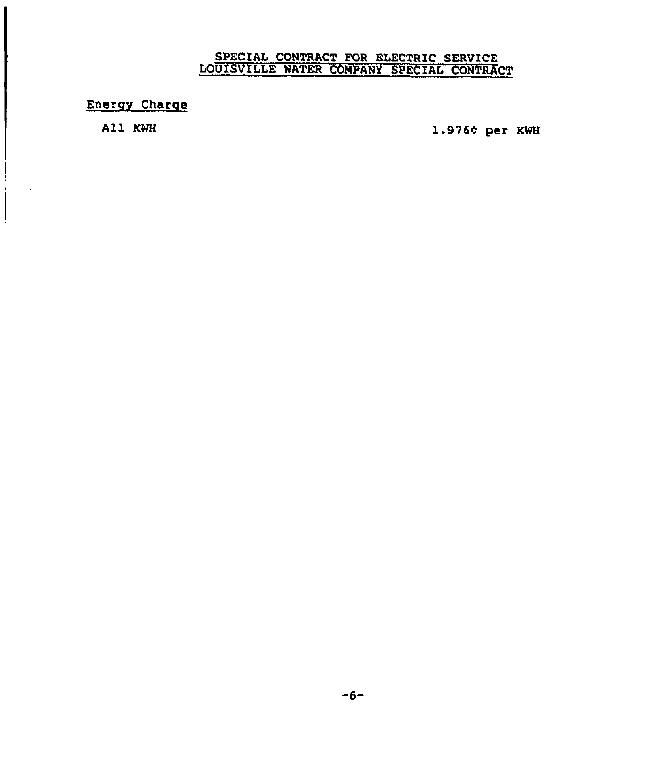## SPECIAL CONTRACT FOR ELECTRIC SERVICE
## LOUISVILLE WATER COMPANY SPECIAL CONTRACT

Energy Charge

| | |
|---|---|
| All KWH | 1.976¢ per KWH |